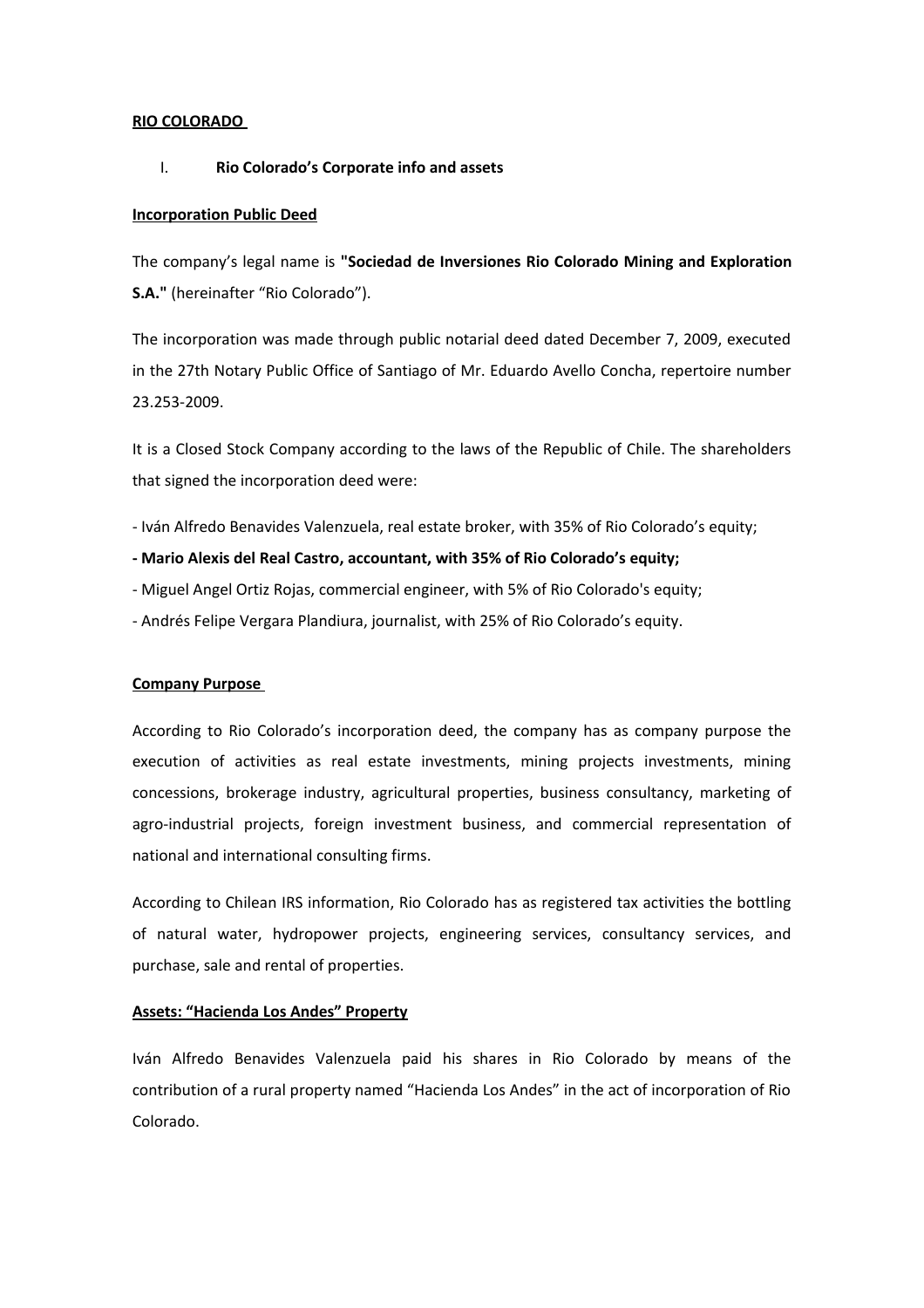**RIO COLORADO**

## I. Rio Colorado's Corporate info and assets

**Incorporation Public Deed**

The company's legal name is **"Sociedad de Inversiones Rio Colorado Mining and Exploration S.A."** (hereinafter "Rio Colorado").

The incorporation was made through public notarial deed dated December 7, 2009, executed in the 27th Notary Public Office of Santiago of Mr. Eduardo Avello Concha, repertoire number 23.253-2009.

It is a Closed Stock Company according to the laws of the Republic of Chile. The shareholders that signed the incorporation deed were:

- Iván Alfredo Benavides Valenzuela, real estate broker, with 35% of Rio Colorado's equity;
- **Mario Alexis del Real Castro, accountant, with 35% of Rio Colorado's equity;**
- Miguel Angel Ortiz Rojas, commercial engineer, with 5% of Rio Colorado's equity;
- Andrés Felipe Vergara Plandiura, journalist, with 25% of Rio Colorado's equity.

**Company Purpose**

According to Rio Colorado's incorporation deed, the company has as company purpose the execution of activities as real estate investments, mining projects investments, mining concessions, brokerage industry, agricultural properties, business consultancy, marketing of agro-industrial projects, foreign investment business, and commercial representation of national and international consulting firms.

According to Chilean IRS information, Rio Colorado has as registered tax activities the bottling of natural water, hydropower projects, engineering services, consultancy services, and purchase, sale and rental of properties.

**Assets: "Hacienda Los Andes" Property**

Iván Alfredo Benavides Valenzuela paid his shares in Rio Colorado by means of the contribution of a rural property named "Hacienda Los Andes" in the act of incorporation of Rio Colorado.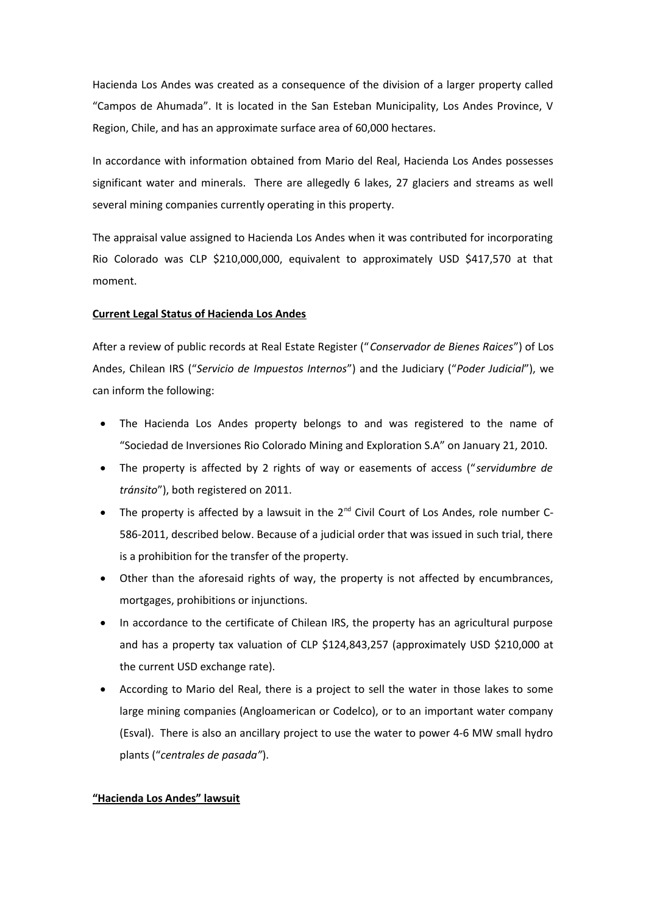Hacienda Los Andes was created as a consequence of the division of a larger property called "Campos de Ahumada". It is located in the San Esteban Municipality, Los Andes Province, V Region, Chile, and has an approximate surface area of 60,000 hectares.

In accordance with information obtained from Mario del Real, Hacienda Los Andes possesses significant water and minerals. There are allegedly 6 lakes, 27 glaciers and streams as well several mining companies currently operating in this property.

The appraisal value assigned to Hacienda Los Andes when it was contributed for incorporating Rio Colorado was CLP $210,000,000, equivalent to approximately USD $417,570 at that moment.

**Current Legal Status of Hacienda Los Andes**

After a review of public records at Real Estate Register ("*Conservador de Bienes Raices*") of Los Andes, Chilean IRS ("*Servicio de Impuestos Internos*") and the Judiciary ("*Poder Judicial*"), we can inform the following:

- The Hacienda Los Andes property belongs to and was registered to the name of "Sociedad de Inversiones Rio Colorado Mining and Exploration S.A" on January 21, 2010.
- The property is affected by 2 rights of way or easements of access ("*servidumbre de tránsito*"), both registered on 2011.
- The property is affected by a lawsuit in the 2nd Civil Court of Los Andes, role number C-586-2011, described below. Because of a judicial order that was issued in such trial, there is a prohibition for the transfer of the property.
- Other than the aforesaid rights of way, the property is not affected by encumbrances, mortgages, prohibitions or injunctions.
- In accordance to the certificate of Chilean IRS, the property has an agricultural purpose and has a property tax valuation of CLP $124,843,257 (approximately USD $210,000 at the current USD exchange rate).
- According to Mario del Real, there is a project to sell the water in those lakes to some large mining companies (Angloamerican or Codelco), or to an important water company (Esval). There is also an ancillary project to use the water to power 4-6 MW small hydro plants ("*centrales de pasada"*).

**"Hacienda Los Andes" lawsuit**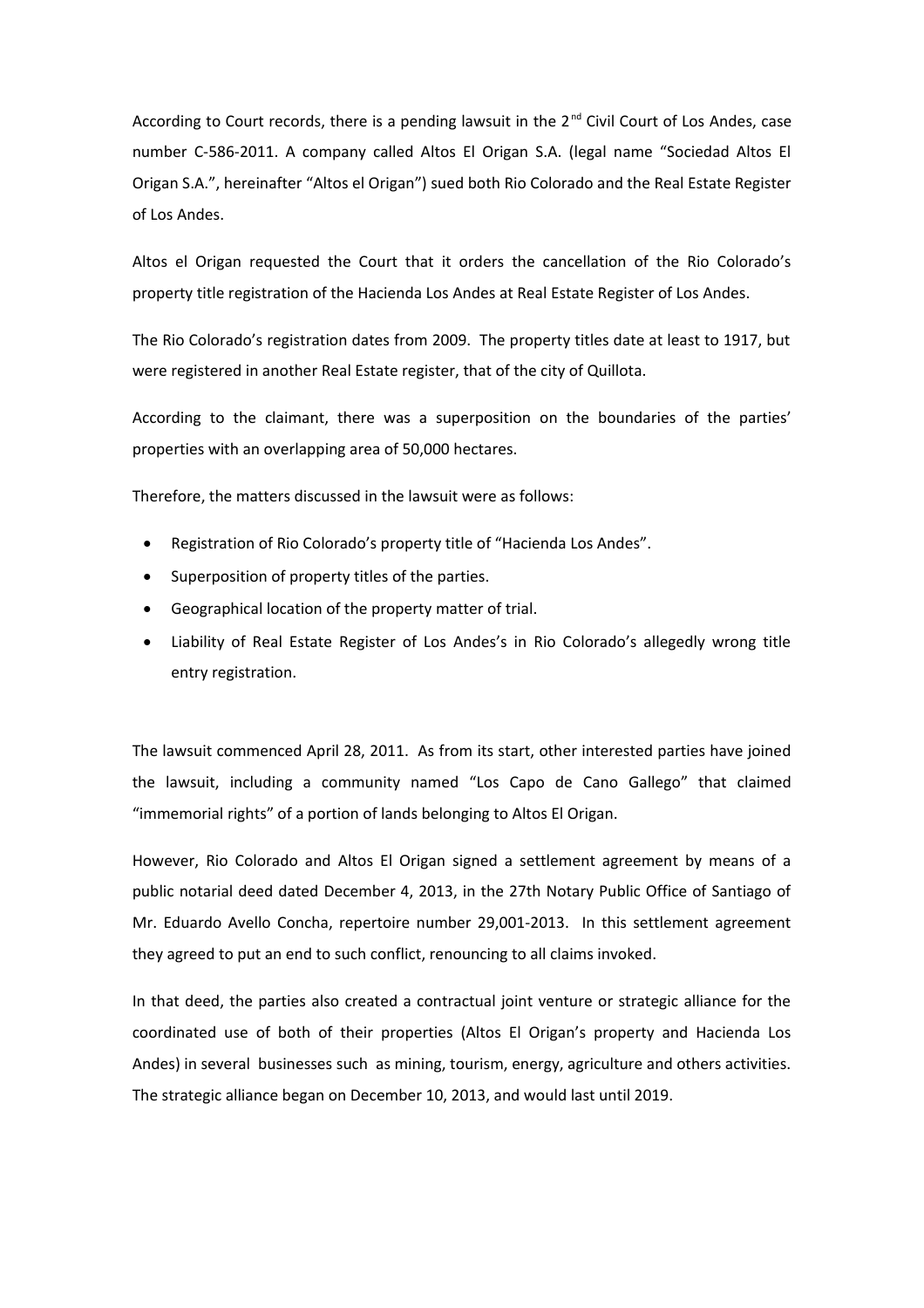According to Court records, there is a pending lawsuit in the 2nd Civil Court of Los Andes, case number C-586-2011. A company called Altos El Origan S.A. (legal name "Sociedad Altos El Origan S.A.", hereinafter "Altos el Origan") sued both Rio Colorado and the Real Estate Register of Los Andes.

Altos el Origan requested the Court that it orders the cancellation of the Rio Colorado's property title registration of the Hacienda Los Andes at Real Estate Register of Los Andes.

The Rio Colorado's registration dates from 2009. The property titles date at least to 1917, but were registered in another Real Estate register, that of the city of Quillota.

According to the claimant, there was a superposition on the boundaries of the parties' properties with an overlapping area of 50,000 hectares.

Therefore, the matters discussed in the lawsuit were as follows:

- Registration of Rio Colorado's property title of "Hacienda Los Andes".
- Superposition of property titles of the parties.
- Geographical location of the property matter of trial.
- Liability of Real Estate Register of Los Andes's in Rio Colorado's allegedly wrong title entry registration.

The lawsuit commenced April 28, 2011. As from its start, other interested parties have joined the lawsuit, including a community named "Los Capo de Cano Gallego" that claimed "immemorial rights" of a portion of lands belonging to Altos El Origan.

However, Rio Colorado and Altos El Origan signed a settlement agreement by means of a public notarial deed dated December 4, 2013, in the 27th Notary Public Office of Santiago of Mr. Eduardo Avello Concha, repertoire number 29,001-2013. In this settlement agreement they agreed to put an end to such conflict, renouncing to all claims invoked.

In that deed, the parties also created a contractual joint venture or strategic alliance for the coordinated use of both of their properties (Altos El Origan's property and Hacienda Los Andes) in several businesses such as mining, tourism, energy, agriculture and others activities. The strategic alliance began on December 10, 2013, and would last until 2019.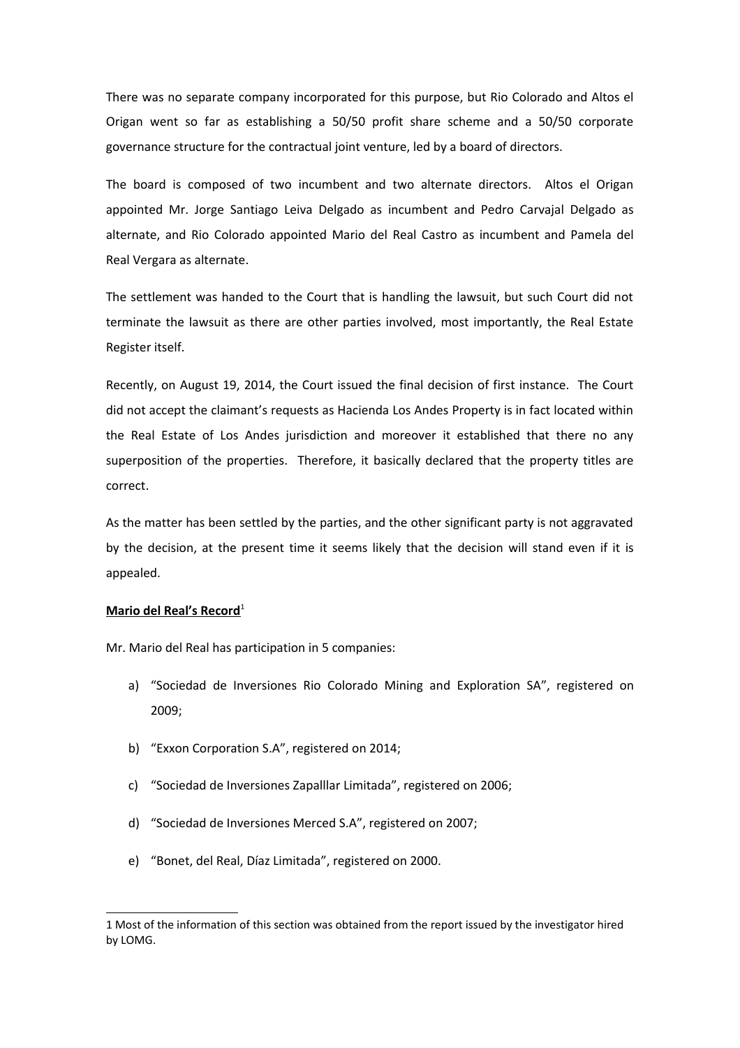There was no separate company incorporated for this purpose, but Rio Colorado and Altos el Origan went so far as establishing a 50/50 profit share scheme and a 50/50 corporate governance structure for the contractual joint venture, led by a board of directors.

The board is composed of two incumbent and two alternate directors. Altos el Origan appointed Mr. Jorge Santiago Leiva Delgado as incumbent and Pedro Carvajal Delgado as alternate, and Rio Colorado appointed Mario del Real Castro as incumbent and Pamela del Real Vergara as alternate.

The settlement was handed to the Court that is handling the lawsuit, but such Court did not terminate the lawsuit as there are other parties involved, most importantly, the Real Estate Register itself.

Recently, on August 19, 2014, the Court issued the final decision of first instance. The Court did not accept the claimant's requests as Hacienda Los Andes Property is in fact located within the Real Estate of Los Andes jurisdiction and moreover it established that there no any superposition of the properties. Therefore, it basically declared that the property titles are correct.

As the matter has been settled by the parties, and the other significant party is not aggravated by the decision, at the present time it seems likely that the decision will stand even if it is appealed.

**Mario del Real's Record**[1]

Mr. Mario del Real has participation in 5 companies:

a) "Sociedad de Inversiones Rio Colorado Mining and Exploration SA", registered on 2009;

b) "Exxon Corporation S.A", registered on 2014;

c) "Sociedad de Inversiones Zapalllar Limitada", registered on 2006;

d) "Sociedad de Inversiones Merced S.A", registered on 2007;

e) "Bonet, del Real, Díaz Limitada", registered on 2000.

1 Most of the information of this section was obtained from the report issued by the investigator hired by LOMG.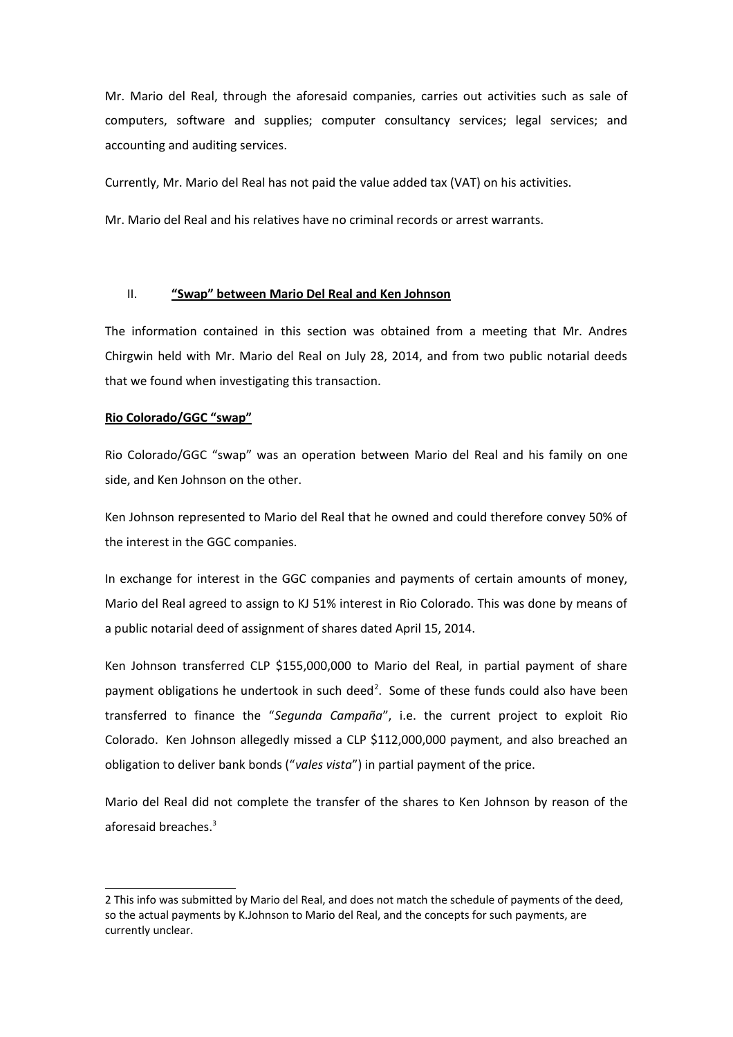Mr. Mario del Real, through the aforesaid companies, carries out activities such as sale of computers, software and supplies; computer consultancy services; legal services; and accounting and auditing services.

Currently, Mr. Mario del Real has not paid the value added tax (VAT) on his activities.

Mr. Mario del Real and his relatives have no criminal records or arrest warrants.

## II. **<u>"Swap" between Mario Del Real and Ken Johnson</u>**

The information contained in this section was obtained from a meeting that Mr. Andres Chirgwin held with Mr. Mario del Real on July 28, 2014, and from two public notarial deeds that we found when investigating this transaction.

**<u>Rio Colorado/GGC "swap"</u>**

Rio Colorado/GGC "swap" was an operation between Mario del Real and his family on one side, and Ken Johnson on the other.

Ken Johnson represented to Mario del Real that he owned and could therefore convey 50% of the interest in the GGC companies.

In exchange for interest in the GGC companies and payments of certain amounts of money, Mario del Real agreed to assign to KJ 51% interest in Rio Colorado. This was done by means of a public notarial deed of assignment of shares dated April 15, 2014.

Ken Johnson transferred CLP $155,000,000 to Mario del Real, in partial payment of share payment obligations he undertook in such deed[2]. Some of these funds could also have been transferred to finance the "*Segunda Campaña*", i.e. the current project to exploit Rio Colorado. Ken Johnson allegedly missed a CLP $112,000,000 payment, and also breached an obligation to deliver bank bonds ("*vales vista*") in partial payment of the price.

Mario del Real did not complete the transfer of the shares to Ken Johnson by reason of the aforesaid breaches.[3]

---

2 This info was submitted by Mario del Real, and does not match the schedule of payments of the deed, so the actual payments by K.Johnson to Mario del Real, and the concepts for such payments, are currently unclear.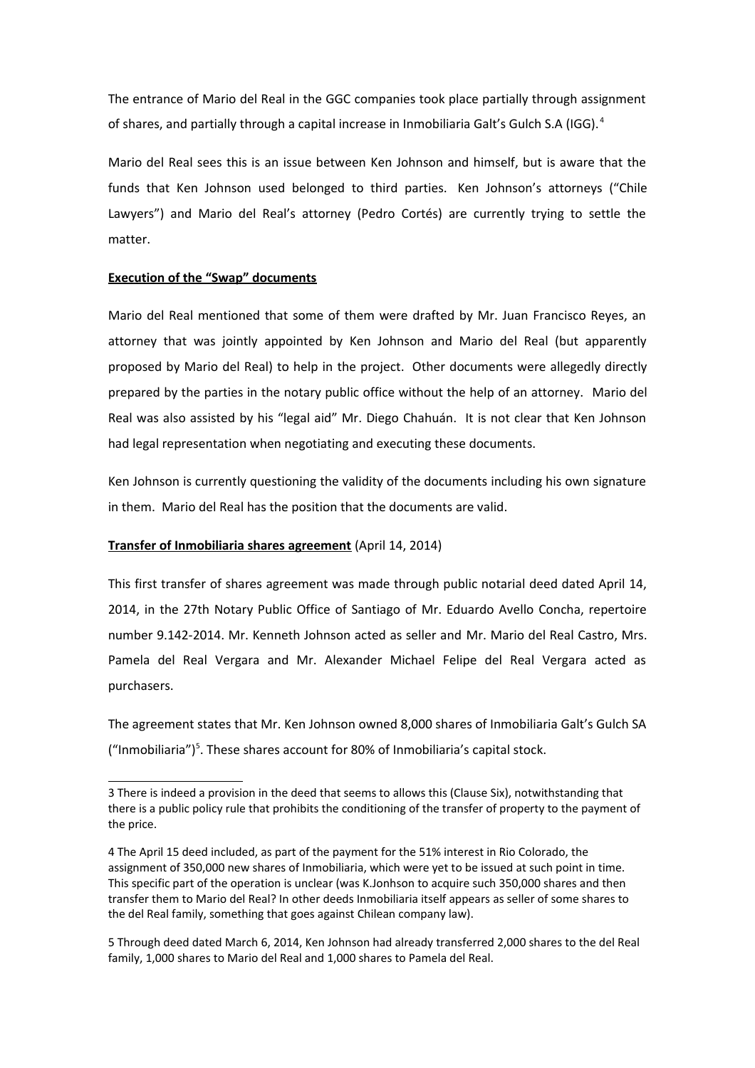The entrance of Mario del Real in the GGC companies took place partially through assignment of shares, and partially through a capital increase in Inmobiliaria Galt's Gulch S.A (IGG).[4]

Mario del Real sees this is an issue between Ken Johnson and himself, but is aware that the funds that Ken Johnson used belonged to third parties. Ken Johnson's attorneys ("Chile Lawyers") and Mario del Real's attorney (Pedro Cortés) are currently trying to settle the matter.

**Execution of the "Swap" documents**

Mario del Real mentioned that some of them were drafted by Mr. Juan Francisco Reyes, an attorney that was jointly appointed by Ken Johnson and Mario del Real (but apparently proposed by Mario del Real) to help in the project. Other documents were allegedly directly prepared by the parties in the notary public office without the help of an attorney. Mario del Real was also assisted by his "legal aid" Mr. Diego Chahuán. It is not clear that Ken Johnson had legal representation when negotiating and executing these documents.

Ken Johnson is currently questioning the validity of the documents including his own signature in them. Mario del Real has the position that the documents are valid.

**Transfer of Inmobiliaria shares agreement** (April 14, 2014)

This first transfer of shares agreement was made through public notarial deed dated April 14, 2014, in the 27th Notary Public Office of Santiago of Mr. Eduardo Avello Concha, repertoire number 9.142-2014. Mr. Kenneth Johnson acted as seller and Mr. Mario del Real Castro, Mrs. Pamela del Real Vergara and Mr. Alexander Michael Felipe del Real Vergara acted as purchasers.

The agreement states that Mr. Ken Johnson owned 8,000 shares of Inmobiliaria Galt's Gulch SA ("Inmobiliaria")[5]. These shares account for 80% of Inmobiliaria's capital stock.

---

3 There is indeed a provision in the deed that seems to allows this (Clause Six), notwithstanding that there is a public policy rule that prohibits the conditioning of the transfer of property to the payment of the price.

4 The April 15 deed included, as part of the payment for the 51% interest in Rio Colorado, the assignment of 350,000 new shares of Inmobiliaria, which were yet to be issued at such point in time. This specific part of the operation is unclear (was K.Jonhson to acquire such 350,000 shares and then transfer them to Mario del Real? In other deeds Inmobiliaria itself appears as seller of some shares to the del Real family, something that goes against Chilean company law).

5 Through deed dated March 6, 2014, Ken Johnson had already transferred 2,000 shares to the del Real family, 1,000 shares to Mario del Real and 1,000 shares to Pamela del Real.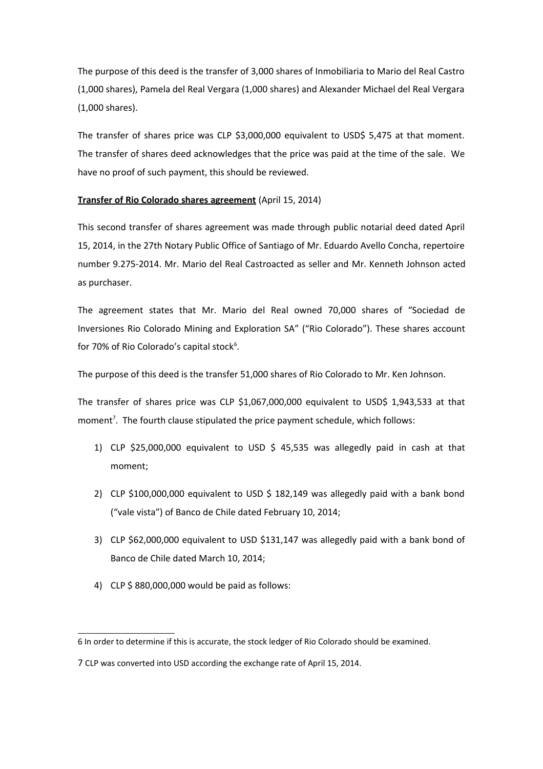The purpose of this deed is the transfer of 3,000 shares of Inmobiliaria to Mario del Real Castro (1,000 shares), Pamela del Real Vergara (1,000 shares) and Alexander Michael del Real Vergara (1,000 shares).

The transfer of shares price was CLP $3,000,000 equivalent to USD$ 5,475 at that moment. The transfer of shares deed acknowledges that the price was paid at the time of the sale. We have no proof of such payment, this should be reviewed.

**Transfer of Rio Colorado shares agreement** (April 15, 2014)

This second transfer of shares agreement was made through public notarial deed dated April 15, 2014, in the 27th Notary Public Office of Santiago of Mr. Eduardo Avello Concha, repertoire number 9.275-2014. Mr. Mario del Real Castroacted as seller and Mr. Kenneth Johnson acted as purchaser.

The agreement states that Mr. Mario del Real owned 70,000 shares of "Sociedad de Inversiones Rio Colorado Mining and Exploration SA" ("Rio Colorado"). These shares account for 70% of Rio Colorado's capital stock[6].

The purpose of this deed is the transfer 51,000 shares of Rio Colorado to Mr. Ken Johnson.

The transfer of shares price was CLP $1,067,000,000 equivalent to USD$ 1,943,533 at that moment[7]. The fourth clause stipulated the price payment schedule, which follows:

1) CLP $25,000,000 equivalent to USD $ 45,535 was allegedly paid in cash at that moment;
2) CLP $100,000,000 equivalent to USD $ 182,149 was allegedly paid with a bank bond ("vale vista") of Banco de Chile dated February 10, 2014;
3) CLP $62,000,000 equivalent to USD $131,147 was allegedly paid with a bank bond of Banco de Chile dated March 10, 2014;
4) CLP $ 880,000,000 would be paid as follows:

---

6 In order to determine if this is accurate, the stock ledger of Rio Colorado should be examined.

7 CLP was converted into USD according the exchange rate of April 15, 2014.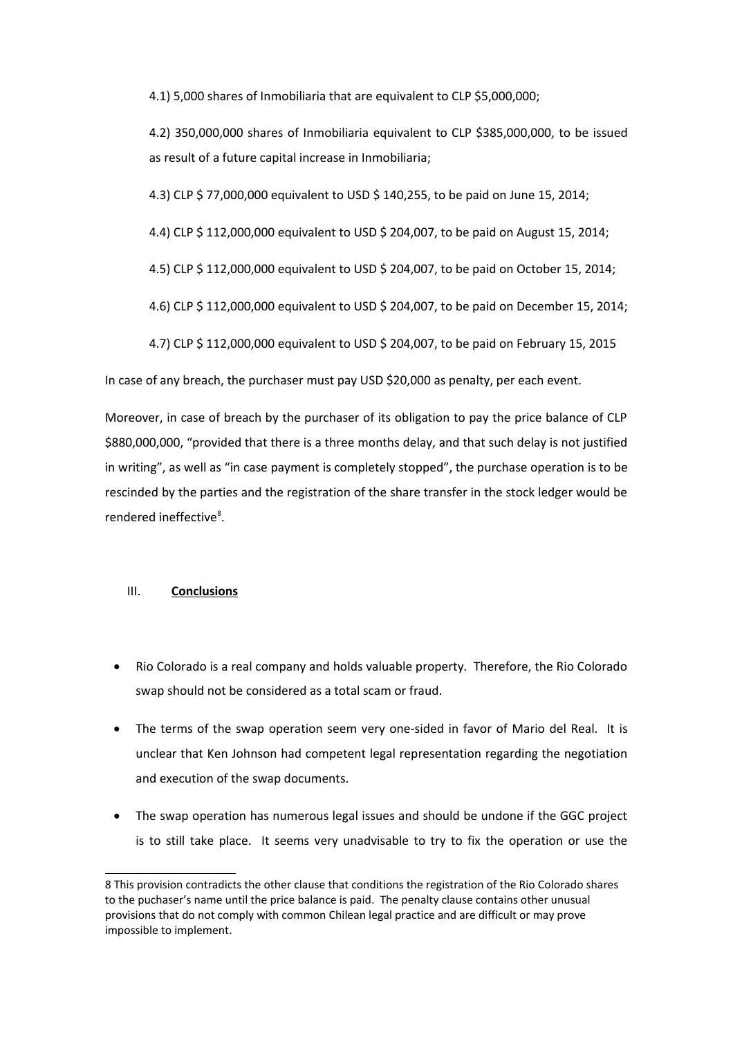4.1) 5,000 shares of Inmobiliaria that are equivalent to CLP $5,000,000;

4.2) 350,000,000 shares of Inmobiliaria equivalent to CLP $385,000,000, to be issued as result of a future capital increase in Inmobiliaria;

4.3) CLP $ 77,000,000 equivalent to USD $ 140,255, to be paid on June 15, 2014;

4.4) CLP $ 112,000,000 equivalent to USD $ 204,007, to be paid on August 15, 2014;

4.5) CLP $ 112,000,000 equivalent to USD $ 204,007, to be paid on October 15, 2014;

4.6) CLP $ 112,000,000 equivalent to USD $ 204,007, to be paid on December 15, 2014;

4.7) CLP $ 112,000,000 equivalent to USD $ 204,007, to be paid on February 15, 2015

In case of any breach, the purchaser must pay USD $20,000 as penalty, per each event.

Moreover, in case of breach by the purchaser of its obligation to pay the price balance of CLP $880,000,000, "provided that there is a three months delay, and that such delay is not justified in writing", as well as "in case payment is completely stopped", the purchase operation is to be rescinded by the parties and the registration of the share transfer in the stock ledger would be rendered ineffective[8].

## III. **Conclusions**

- Rio Colorado is a real company and holds valuable property. Therefore, the Rio Colorado swap should not be considered as a total scam or fraud.
- The terms of the swap operation seem very one-sided in favor of Mario del Real. It is unclear that Ken Johnson had competent legal representation regarding the negotiation and execution of the swap documents.
- The swap operation has numerous legal issues and should be undone if the GGC project is to still take place. It seems very unadvisable to try to fix the operation or use the

8 This provision contradicts the other clause that conditions the registration of the Rio Colorado shares to the puchaser's name until the price balance is paid. The penalty clause contains other unusual provisions that do not comply with common Chilean legal practice and are difficult or may prove impossible to implement.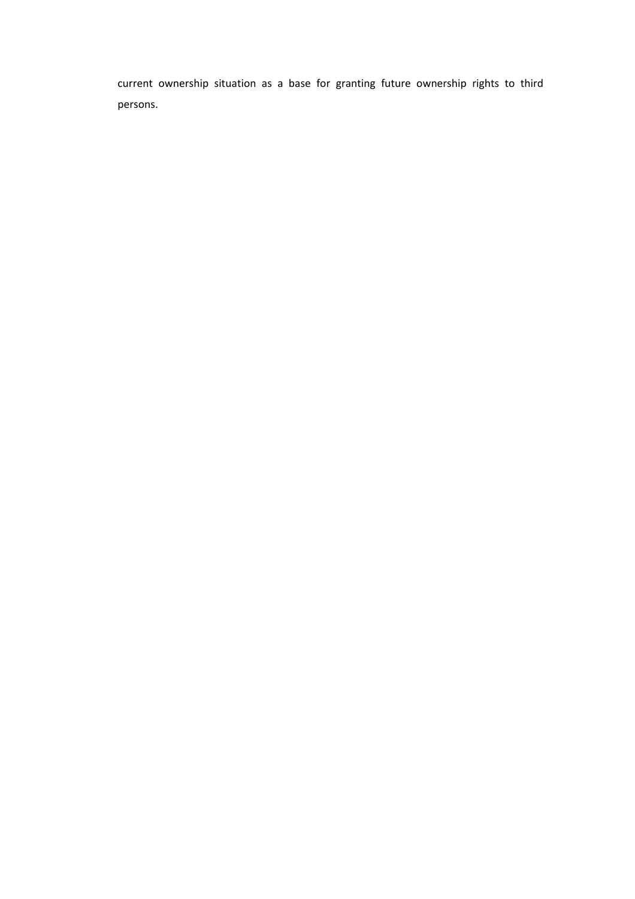current ownership situation as a base for granting future ownership rights to third persons.